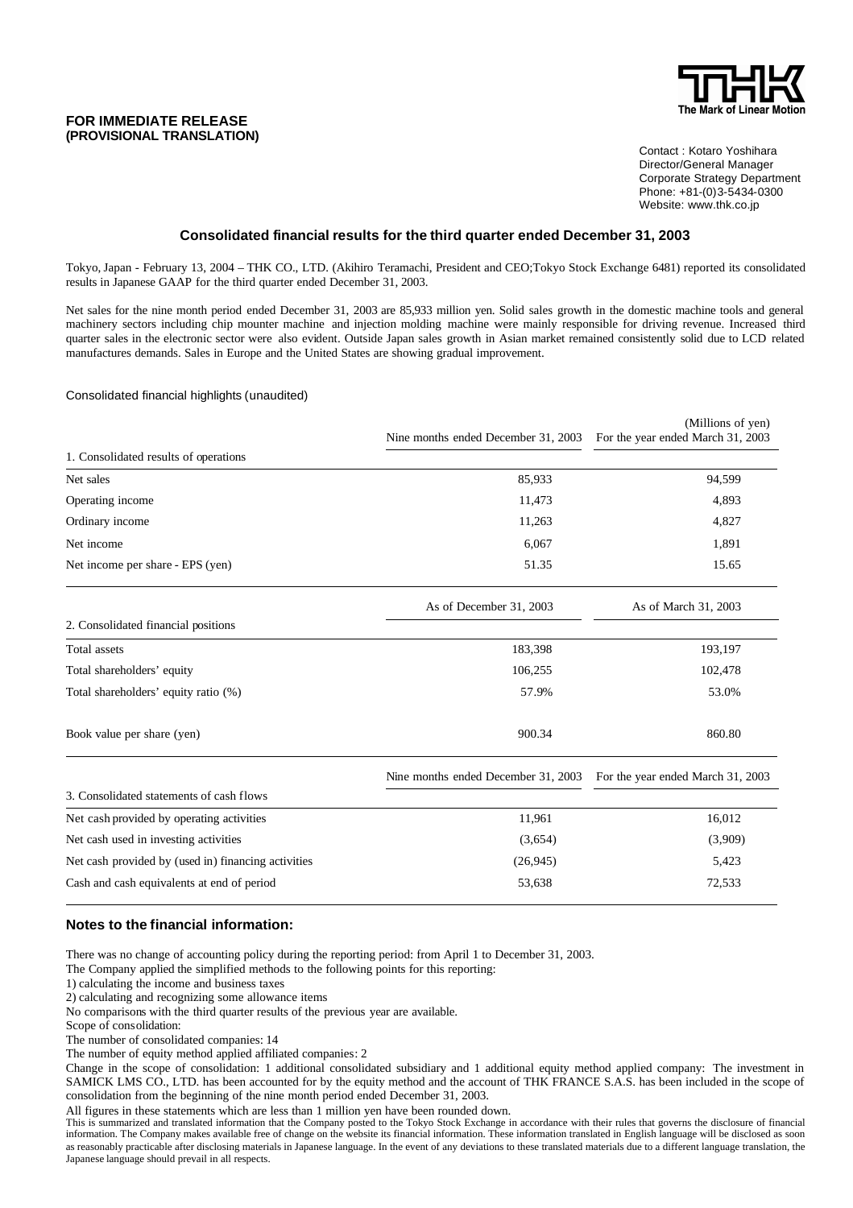**FOR IMMEDIATE RELEASE**
**(PROVISIONAL TRANSLATION)**

Contact : Kotaro Yoshihara
Director/General Manager
Corporate Strategy Department
Phone: +81-(0)3-5434-0300
Website: www.thk.co.jp

## Consolidated financial results for the third quarter ended December 31, 2003

Tokyo, Japan - February 13, 2004 – THK CO., LTD. (Akihiro Teramachi, President and CEO;Tokyo Stock Exchange 6481) reported its consolidated results in Japanese GAAP for the third quarter ended December 31, 2003.

Net sales for the nine month period ended December 31, 2003 are 85,933 million yen. Solid sales growth in the domestic machine tools and general machinery sectors including chip mounter machine and injection molding machine were mainly responsible for driving revenue. Increased third quarter sales in the electronic sector were also evident. Outside Japan sales growth in Asian market remained consistently solid due to LCD related manufactures demands. Sales in Europe and the United States are showing gradual improvement.

Consolidated financial highlights (unaudited)

(Millions of yen)

| | Nine months ended December 31, 2003 | For the year ended March 31, 2003 |
|---|---|---|
| 1. Consolidated results of operations | | |
| Net sales | 85,933 | 94,599 |
| Operating income | 11,473 | 4,893 |
| Ordinary income | 11,263 | 4,827 |
| Net income | 6,067 | 1,891 |
| Net income per share - EPS (yen) | 51.35 | 15.65 |

| | As of December 31, 2003 | As of March 31, 2003 |
|---|---|---|
| 2. Consolidated financial positions | | |
| Total assets | 183,398 | 193,197 |
| Total shareholders' equity | 106,255 | 102,478 |
| Total shareholders' equity ratio (%) | 57.9% | 53.0% |
| Book value per share (yen) | 900.34 | 860.80 |

| | Nine months ended December 31, 2003 | For the year ended March 31, 2003 |
|---|---|---|
| 3. Consolidated statements of cash flows | | |
| Net cash provided by operating activities | 11,961 | 16,012 |
| Net cash used in investing activities | (3,654) | (3,909) |
| Net cash provided by (used in) financing activities | (26,945) | 5,423 |
| Cash and cash equivalents at end of period | 53,638 | 72,533 |

### Notes to the financial information:

There was no change of accounting policy during the reporting period: from April 1 to December 31, 2003.
The Company applied the simplified methods to the following points for this reporting:
1) calculating the income and business taxes
2) calculating and recognizing some allowance items
No comparisons with the third quarter results of the previous year are available.
Scope of consolidation:
The number of consolidated companies: 14
The number of equity method applied affiliated companies: 2
Change in the scope of consolidation: 1 additional consolidated subsidiary and 1 additional equity method applied company: The investment in SAMICK LMS CO., LTD. has been accounted for by the equity method and the account of THK FRANCE S.A.S. has been included in the scope of consolidation from the beginning of the nine month period ended December 31, 2003.
All figures in these statements which are less than 1 million yen have been rounded down.
This is summarized and translated information that the Company posted to the Tokyo Stock Exchange in accordance with their rules that governs the disclosure of financial information. The Company makes available free of change on the website its financial information. These information translated in English language will be disclosed as soon as reasonably practicable after disclosing materials in Japanese language. In the event of any deviations to these translated materials due to a different language translation, the Japanese language should prevail in all respects.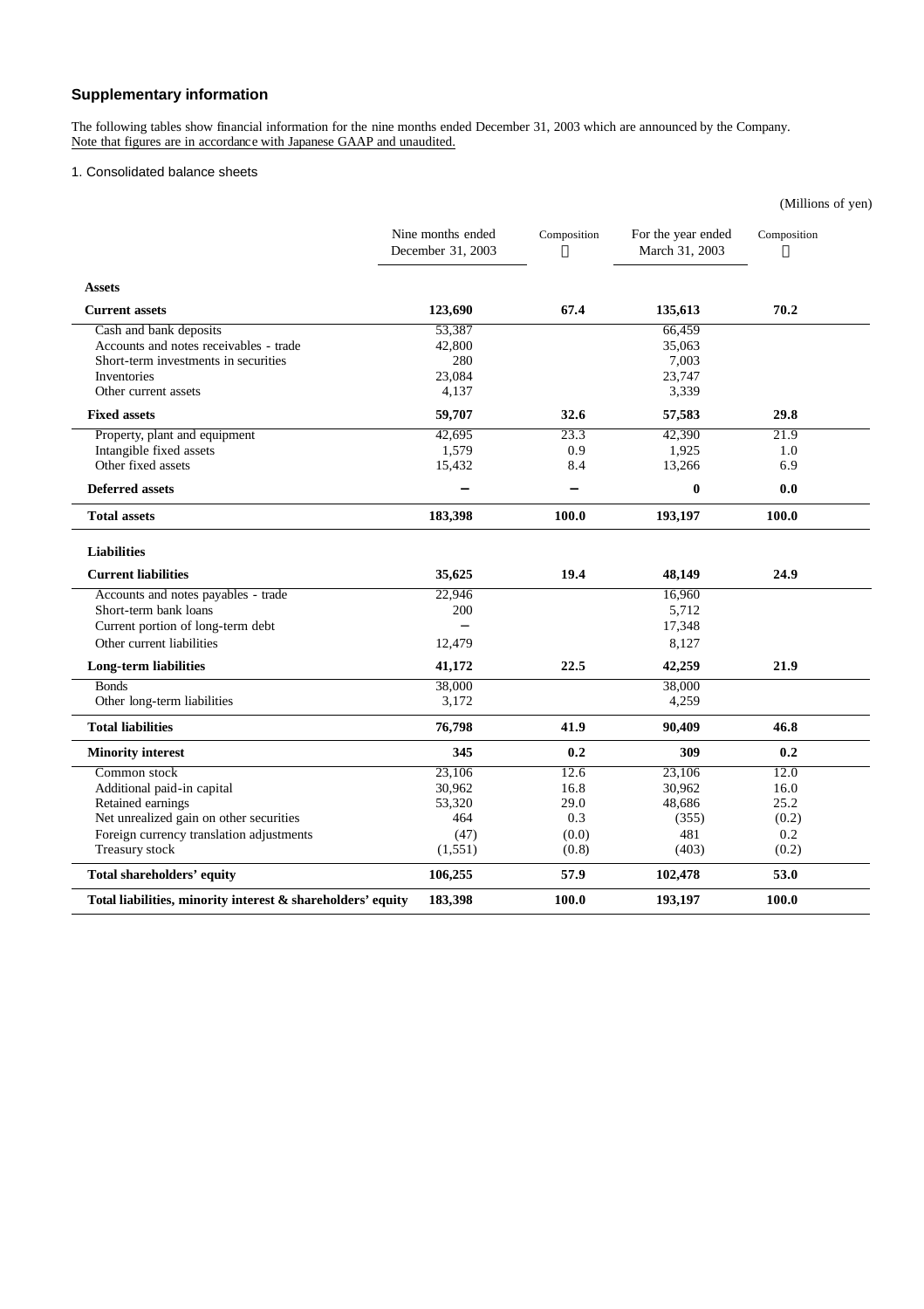## Supplementary information

The following tables show financial information for the nine months ended December 31, 2003 which are announced by the Company.
Note that figures are in accordance with Japanese GAAP and unaudited.

1. Consolidated balance sheets

(Millions of yen)

| | Nine months ended December 31, 2003 | Composition % | For the year ended March 31, 2003 | Composition % |
|---|---|---|---|---|
| **Assets** | | | | |
| **Current assets** | **123,690** | **67.4** | **135,613** | **70.2** |
| Cash and bank deposits | 53,387 | | 66,459 | |
| Accounts and notes receivables - trade | 42,800 | | 35,063 | |
| Short-term investments in securities | 280 | | 7,003 | |
| Inventories | 23,084 | | 23,747 | |
| Other current assets | 4,137 | | 3,339 | |
| **Fixed assets** | **59,707** | **32.6** | **57,583** | **29.8** |
| Property, plant and equipment | 42,695 | 23.3 | 42,390 | 21.9 |
| Intangible fixed assets | 1,579 | 0.9 | 1,925 | 1.0 |
| Other fixed assets | 15,432 | 8.4 | 13,266 | 6.9 |
| **Deferred assets** | **−** | **−** | **0** | **0.0** |
| **Total assets** | **183,398** | **100.0** | **193,197** | **100.0** |
| **Liabilities** | | | | |
| **Current liabilities** | **35,625** | **19.4** | **48,149** | **24.9** |
| Accounts and notes payables - trade | 22,946 | | 16,960 | |
| Short-term bank loans | 200 | | 5,712 | |
| Current portion of long-term debt | − | | 17,348 | |
| Other current liabilities | 12,479 | | 8,127 | |
| **Long-term liabilities** | **41,172** | **22.5** | **42,259** | **21.9** |
| Bonds | 38,000 | | 38,000 | |
| Other long-term liabilities | 3,172 | | 4,259 | |
| **Total liabilities** | **76,798** | **41.9** | **90,409** | **46.8** |
| **Minority interest** | **345** | **0.2** | **309** | **0.2** |
| Common stock | 23,106 | 12.6 | 23,106 | 12.0 |
| Additional paid-in capital | 30,962 | 16.8 | 30,962 | 16.0 |
| Retained earnings | 53,320 | 29.0 | 48,686 | 25.2 |
| Net unrealized gain on other securities | 464 | 0.3 | (355) | (0.2) |
| Foreign currency translation adjustments | (47) | (0.0) | 481 | 0.2 |
| Treasury stock | (1,551) | (0.8) | (403) | (0.2) |
| **Total shareholders' equity** | **106,255** | **57.9** | **102,478** | **53.0** |
| **Total liabilities, minority interest & shareholders' equity** | **183,398** | **100.0** | **193,197** | **100.0** |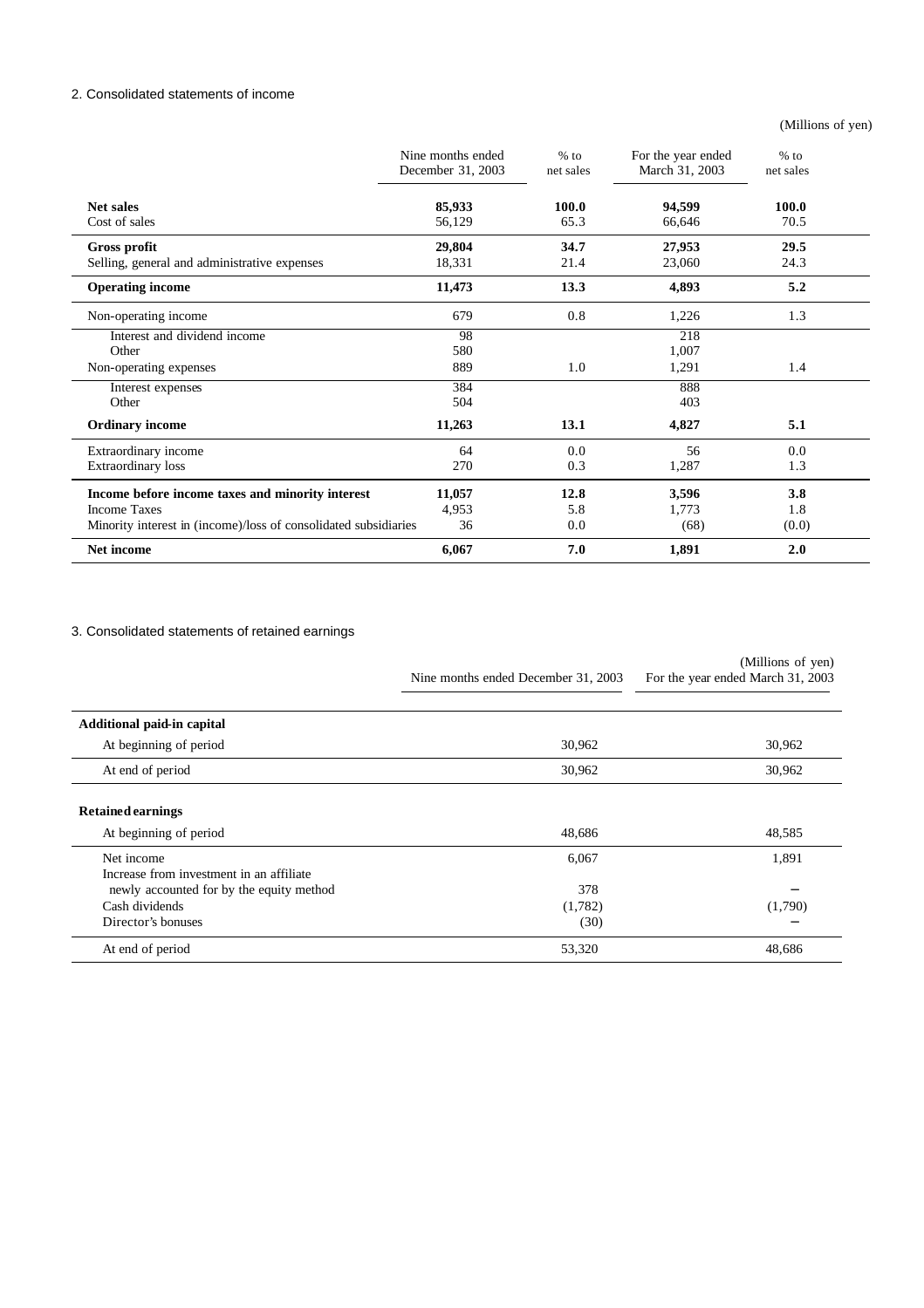## 2. Consolidated statements of income

(Millions of yen)

| | Nine months ended December 31, 2003 | % to net sales | For the year ended March 31, 2003 | % to net sales |
|---|---|---|---|---|
| **Net sales** | **85,933** | **100.0** | **94,599** | **100.0** |
| Cost of sales | 56,129 | 65.3 | 66,646 | 70.5 |
| **Gross profit** | **29,804** | **34.7** | **27,953** | **29.5** |
| Selling, general and administrative expenses | 18,331 | 21.4 | 23,060 | 24.3 |
| **Operating income** | **11,473** | **13.3** | **4,893** | **5.2** |
| Non-operating income | 679 | 0.8 | 1,226 | 1.3 |
| Interest and dividend income | 98 | | 218 | |
| Other | 580 | | 1,007 | |
| Non-operating expenses | 889 | 1.0 | 1,291 | 1.4 |
| Interest expenses | 384 | | 888 | |
| Other | 504 | | 403 | |
| **Ordinary income** | **11,263** | **13.1** | **4,827** | **5.1** |
| Extraordinary income | 64 | 0.0 | 56 | 0.0 |
| Extraordinary loss | 270 | 0.3 | 1,287 | 1.3 |
| **Income before income taxes and minority interest** | **11,057** | **12.8** | **3,596** | **3.8** |
| Income Taxes | 4,953 | 5.8 | 1,773 | 1.8 |
| Minority interest in (income)/loss of consolidated subsidiaries | 36 | 0.0 | (68) | (0.0) |
| **Net income** | **6,067** | **7.0** | **1,891** | **2.0** |

## 3. Consolidated statements of retained earnings

(Millions of yen)

| | Nine months ended December 31, 2003 | For the year ended March 31, 2003 |
|---|---|---|
| **Additional paid-in capital** | | |
| At beginning of period | 30,962 | 30,962 |
| At end of period | 30,962 | 30,962 |
| **Retained earnings** | | |
| At beginning of period | 48,686 | 48,585 |
| Net income | 6,067 | 1,891 |
| Increase from investment in an affiliate newly accounted for by the equity method | 378 | − |
| Cash dividends | (1,782) | (1,790) |
| Director's bonuses | (30) | − |
| At end of period | 53,320 | 48,686 |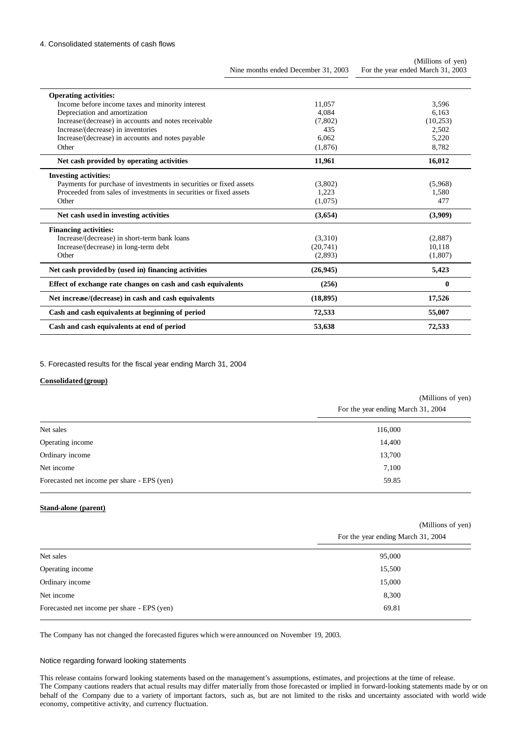## 4. Consolidated statements of cash flows

(Millions of yen)

| | Nine months ended December 31, 2003 | For the year ended March 31, 2003 |
|---|---|---|
| **Operating activities:** | | |
| Income before income taxes and minority interest | 11,057 | 3,596 |
| Depreciation and amortization | 4,084 | 6,163 |
| Increase/(decrease) in accounts and notes receivable | (7,802) | (10,253) |
| Increase/(decrease) in inventories | 435 | 2,502 |
| Increase/(decrease) in accounts and notes payable | 6,062 | 5,220 |
| Other | (1,876) | 8,782 |
| **Net cash provided by operating activities** | **11,961** | **16,012** |
| **Investing activities:** | | |
| Payments for purchase of investments in securities or fixed assets | (3,802) | (5,968) |
| Proceeded from sales of investments in securities or fixed assets | 1,223 | 1,580 |
| Other | (1,075) | 477 |
| **Net cash used in investing activities** | **(3,654)** | **(3,909)** |
| **Financing activities:** | | |
| Increase/(decrease) in short-term bank loans | (3,310) | (2,887) |
| Increase/(decrease) in long-term debt | (20,741) | 10,118 |
| Other | (2,893) | (1,807) |
| **Net cash provided by (used in) financing activities** | **(26,945)** | **5,423** |
| **Effect of exchange rate changes on cash and cash equivalents** | **(256)** | **0** |
| **Net increase/(decrease) in cash and cash equivalents** | **(18,895)** | **17,526** |
| **Cash and cash equivalents at beginning of period** | **72,533** | **55,007** |
| **Cash and cash equivalents at end of period** | **53,638** | **72,533** |

## 5. Forecasted results for the fiscal year ending March 31, 2004

**Consolidated (group)**

(Millions of yen)

| | For the year ending March 31, 2004 |
|---|---|
| Net sales | 116,000 |
| Operating income | 14,400 |
| Ordinary income | 13,700 |
| Net income | 7,100 |
| Forecasted net income per share - EPS (yen) | 59.85 |

**Stand-alone (parent)**

(Millions of yen)

| | For the year ending March 31, 2004 |
|---|---|
| Net sales | 95,000 |
| Operating income | 15,500 |
| Ordinary income | 15,000 |
| Net income | 8,300 |
| Forecasted net income per share - EPS (yen) | 69.81 |

The Company has not changed the forecasted figures which were announced on November 19, 2003.

### Notice regarding forward looking statements

This release contains forward looking statements based on the management's assumptions, estimates, and projections at the time of release. The Company cautions readers that actual results may differ materially from those forecasted or implied in forward-looking statements made by or on behalf of the Company due to a variety of important factors, such as, but are not limited to the risks and uncertainty associated with world wide economy, competitive activity, and currency fluctuation.